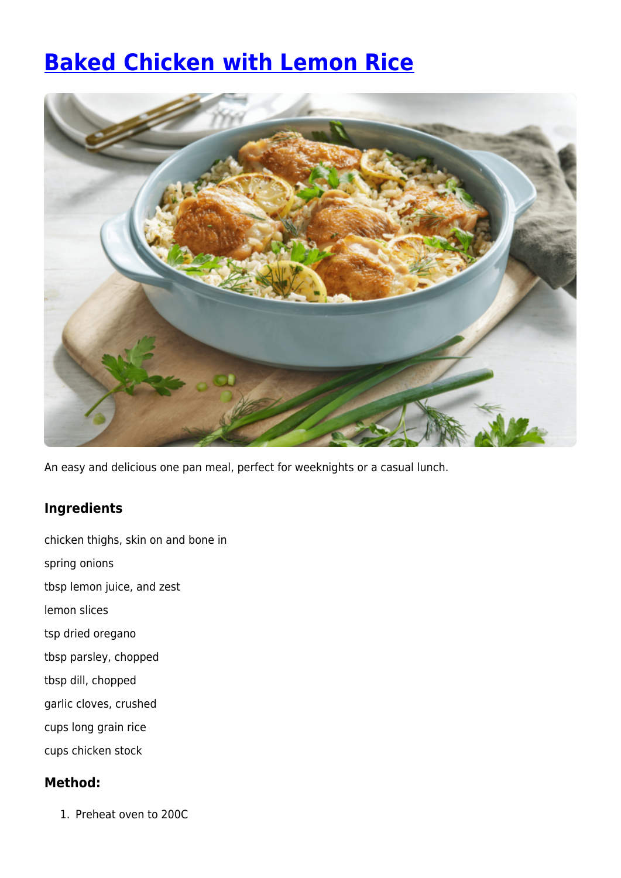# Baked Chicken with Lemon Rice

An easy and delicious one pan meal, perfect for weeknights or a casual lunch.

### Ingredients

chicken thighs, skin on and bone in

spring onions

tbsp lemon juice, and zest

lemon slices

tsp dried oregano

tbsp parsley, chopped

tbsp dill, chopped

garlic cloves, crushed

cups long grain rice

cups chicken stock

### Method:

1. Preheat oven to 200C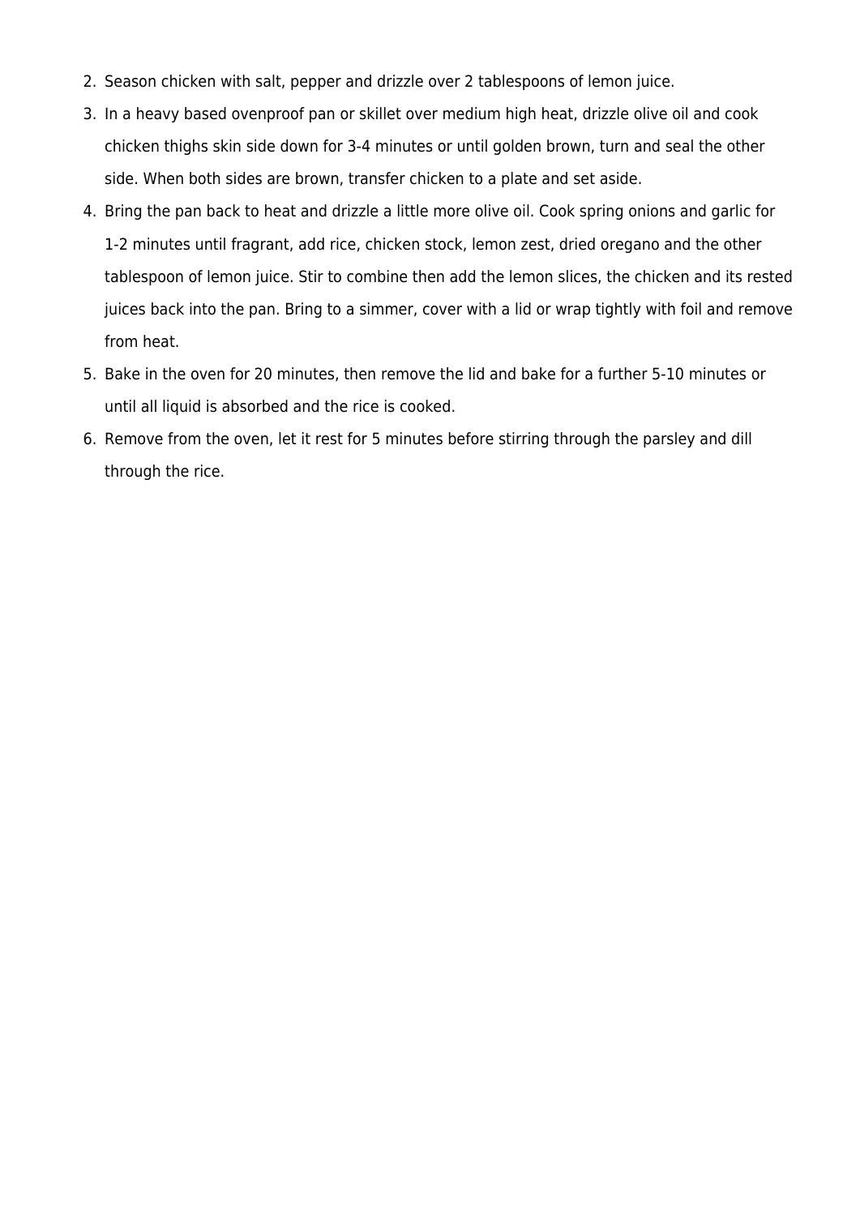2. Season chicken with salt, pepper and drizzle over 2 tablespoons of lemon juice.
3. In a heavy based ovenproof pan or skillet over medium high heat, drizzle olive oil and cook chicken thighs skin side down for 3-4 minutes or until golden brown, turn and seal the other side. When both sides are brown, transfer chicken to a plate and set aside.
4. Bring the pan back to heat and drizzle a little more olive oil. Cook spring onions and garlic for 1-2 minutes until fragrant, add rice, chicken stock, lemon zest, dried oregano and the other tablespoon of lemon juice. Stir to combine then add the lemon slices, the chicken and its rested juices back into the pan. Bring to a simmer, cover with a lid or wrap tightly with foil and remove from heat.
5. Bake in the oven for 20 minutes, then remove the lid and bake for a further 5-10 minutes or until all liquid is absorbed and the rice is cooked.
6. Remove from the oven, let it rest for 5 minutes before stirring through the parsley and dill through the rice.